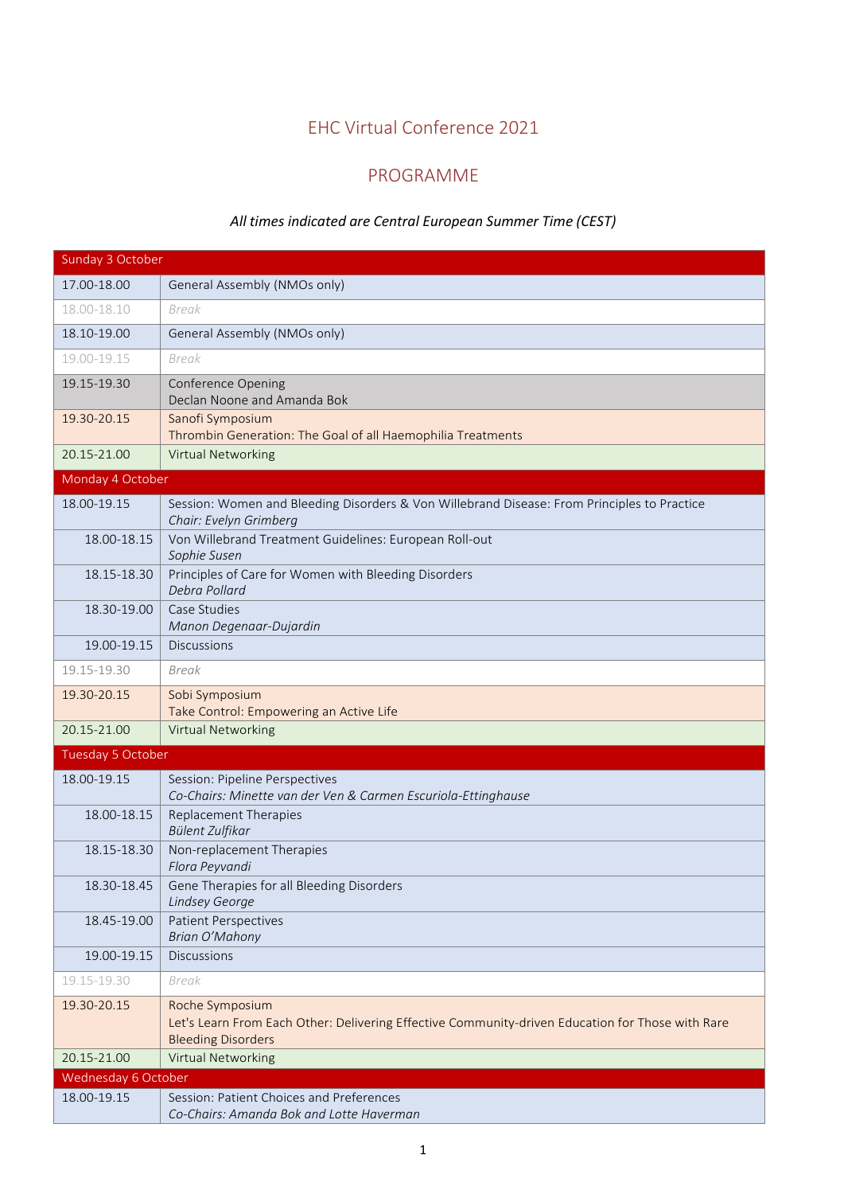# EHC Virtual Conference 2021

## PROGRAMME

*All times indicated are Central European Summer Time (CEST)*

| | |
|---|---|
| **Sunday 3 October** | |
| 17.00-18.00 | General Assembly (NMOs only) |
| 18.00-18.10 | *Break* |
| 18.10-19.00 | General Assembly (NMOs only) |
| 19.00-19.15 | *Break* |
| 19.15-19.30 | Conference Opening<br>Declan Noone and Amanda Bok |
| 19.30-20.15 | Sanofi Symposium<br>Thrombin Generation: The Goal of all Haemophilia Treatments |
| 20.15-21.00 | Virtual Networking |
| **Monday 4 October** | |
| 18.00-19.15 | Session: Women and Bleeding Disorders & Von Willebrand Disease: From Principles to Practice<br>*Chair: Evelyn Grimberg* |
| 18.00-18.15 | Von Willebrand Treatment Guidelines: European Roll-out<br>*Sophie Susen* |
| 18.15-18.30 | Principles of Care for Women with Bleeding Disorders<br>*Debra Pollard* |
| 18.30-19.00 | Case Studies<br>*Manon Degenaar-Dujardin* |
| 19.00-19.15 | Discussions |
| 19.15-19.30 | *Break* |
| 19.30-20.15 | Sobi Symposium<br>Take Control: Empowering an Active Life |
| 20.15-21.00 | Virtual Networking |
| **Tuesday 5 October** | |
| 18.00-19.15 | Session: Pipeline Perspectives<br>*Co-Chairs: Minette van der Ven & Carmen Escuriola-Ettinghause* |
| 18.00-18.15 | Replacement Therapies<br>*Bülent Zulfikar* |
| 18.15-18.30 | Non-replacement Therapies<br>*Flora Peyvandi* |
| 18.30-18.45 | Gene Therapies for all Bleeding Disorders<br>*Lindsey George* |
| 18.45-19.00 | Patient Perspectives<br>*Brian O'Mahony* |
| 19.00-19.15 | Discussions |
| 19.15-19.30 | *Break* |
| 19.30-20.15 | Roche Symposium<br>Let's Learn From Each Other: Delivering Effective Community-driven Education for Those with Rare Bleeding Disorders |
| 20.15-21.00 | Virtual Networking |
| **Wednesday 6 October** | |
| 18.00-19.15 | Session: Patient Choices and Preferences<br>*Co-Chairs: Amanda Bok and Lotte Haverman* |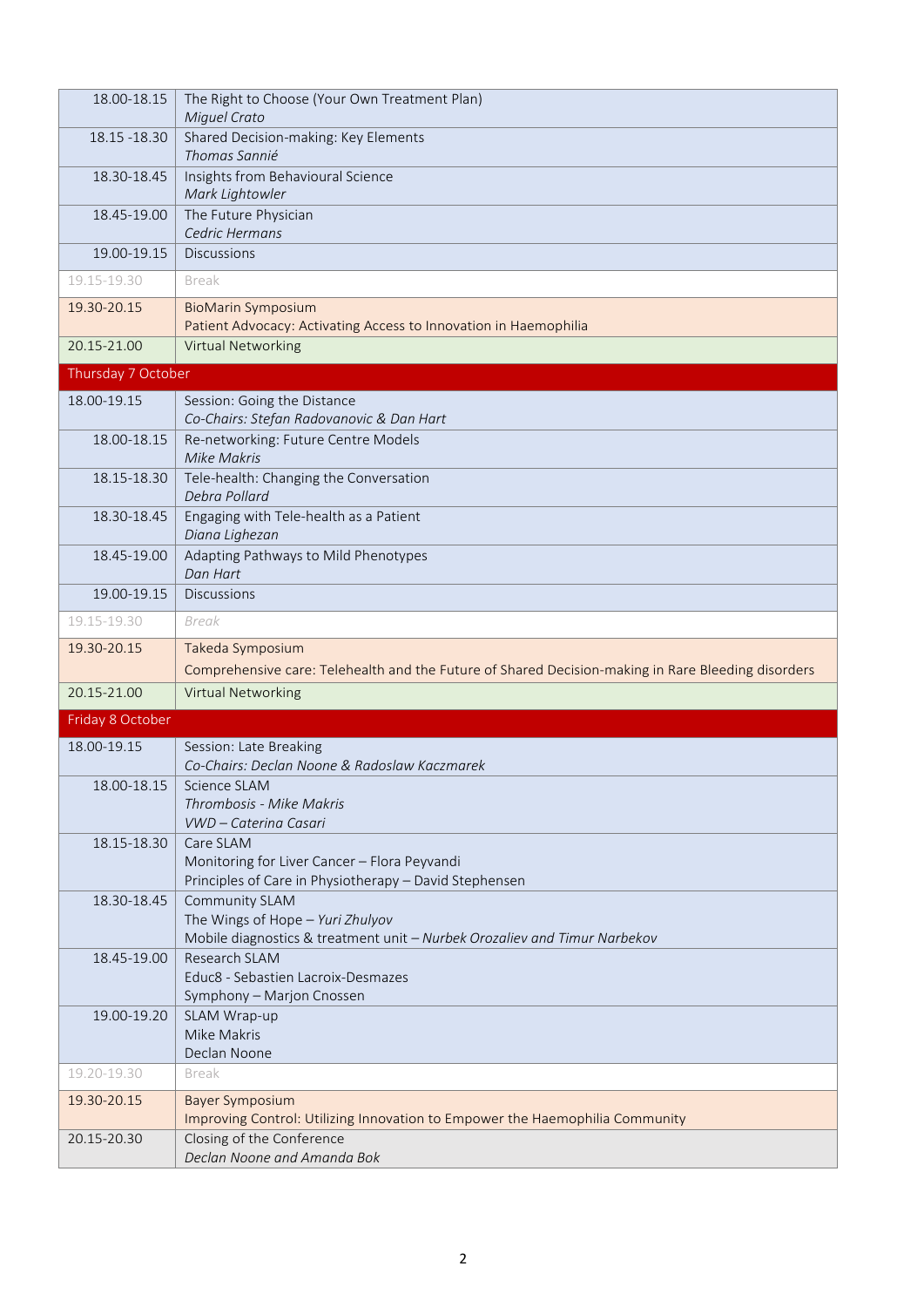| | |
|---|---|
| 18.00-18.15 | The Right to Choose (Your Own Treatment Plan)<br>*Miguel Crato* |
| 18.15 -18.30 | Shared Decision-making: Key Elements<br>*Thomas Sannié* |
| 18.30-18.45 | Insights from Behavioural Science<br>*Mark Lightowler* |
| 18.45-19.00 | The Future Physician<br>*Cedric Hermans* |
| 19.00-19.15 | Discussions |
| 19.15-19.30 | Break |
| 19.30-20.15 | BioMarin Symposium<br>Patient Advocacy: Activating Access to Innovation in Haemophilia |
| 20.15-21.00 | Virtual Networking |
| **Thursday 7 October** | |
| 18.00-19.15 | Session: Going the Distance<br>*Co-Chairs: Stefan Radovanovic & Dan Hart* |
| 18.00-18.15 | Re-networking: Future Centre Models<br>*Mike Makris* |
| 18.15-18.30 | Tele-health: Changing the Conversation<br>*Debra Pollard* |
| 18.30-18.45 | Engaging with Tele-health as a Patient<br>*Diana Lighezan* |
| 18.45-19.00 | Adapting Pathways to Mild Phenotypes<br>*Dan Hart* |
| 19.00-19.15 | Discussions |
| 19.15-19.30 | *Break* |
| 19.30-20.15 | Takeda Symposium<br>Comprehensive care: Telehealth and the Future of Shared Decision-making in Rare Bleeding disorders |
| 20.15-21.00 | Virtual Networking |
| **Friday 8 October** | |
| 18.00-19.15 | Session: Late Breaking<br>*Co-Chairs: Declan Noone & Radoslaw Kaczmarek* |
| 18.00-18.15 | Science SLAM<br>*Thrombosis - Mike Makris*<br>*VWD – Caterina Casari* |
| 18.15-18.30 | Care SLAM<br>Monitoring for Liver Cancer – Flora Peyvandi<br>Principles of Care in Physiotherapy – David Stephensen |
| 18.30-18.45 | Community SLAM<br>The Wings of Hope – *Yuri Zhulyov*<br>Mobile diagnostics & treatment unit – *Nurbek Orozaliev and Timur Narbekov* |
| 18.45-19.00 | Research SLAM<br>Educ8 - Sebastien Lacroix-Desmazes<br>Symphony – Marjon Cnossen |
| 19.00-19.20 | SLAM Wrap-up<br>Mike Makris<br>Declan Noone |
| 19.20-19.30 | Break |
| 19.30-20.15 | Bayer Symposium<br>Improving Control: Utilizing Innovation to Empower the Haemophilia Community |
| 20.15-20.30 | Closing of the Conference<br>*Declan Noone and Amanda Bok* |